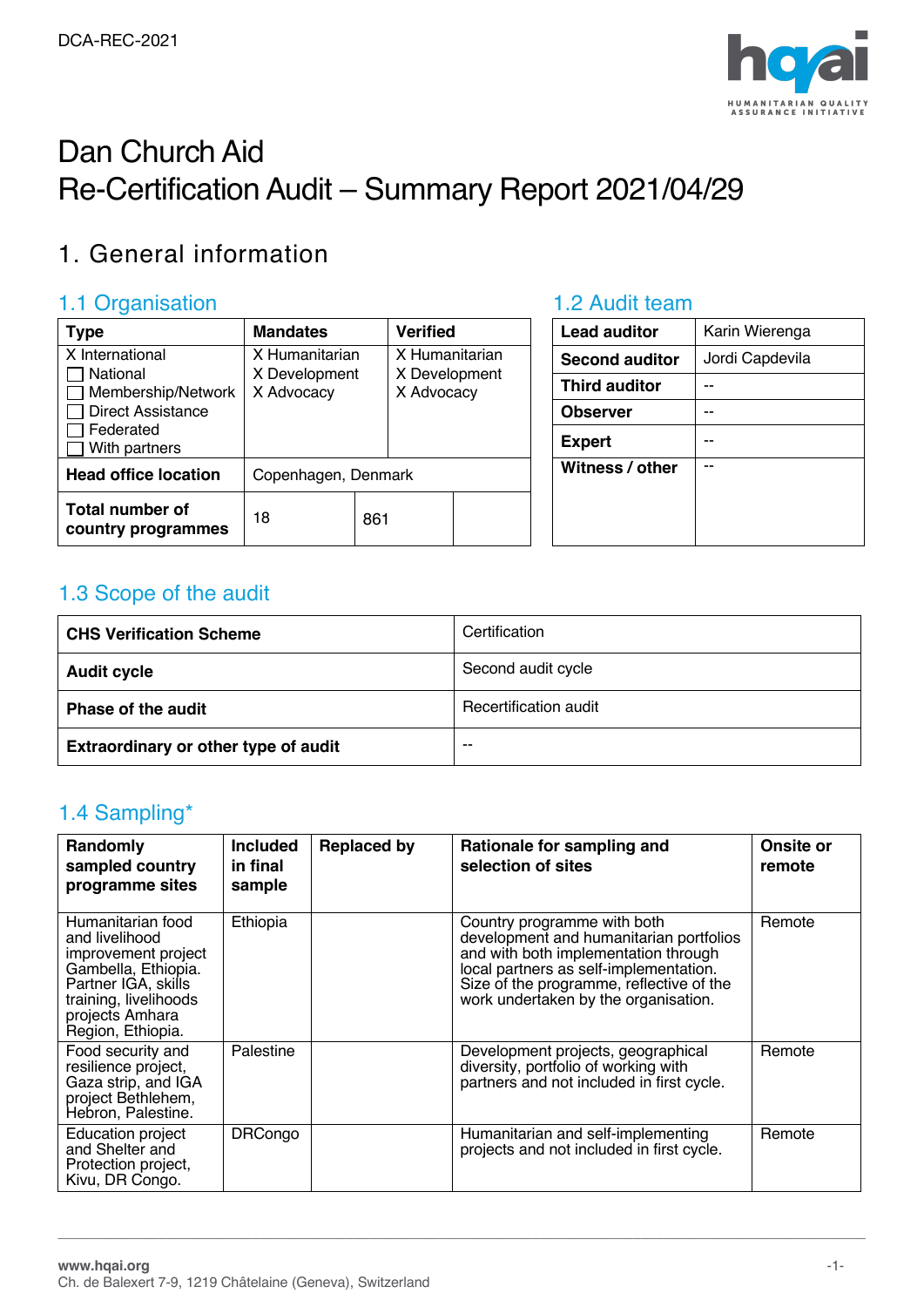DCA-REC-2021

# Dan Church Aid
# Re-Certification Audit – Summary Report 2021/04/29

## 1. General information

### 1.1 Organisation

| Type | Mandates | | Verified |
|---|---|---|---|
| X International<br>☐ National<br>☐ Membership/Network<br>☐ Direct Assistance<br>☐ Federated<br>☐ With partners | X Humanitarian<br>X Development<br>X Advocacy | | X Humanitarian<br>X Development<br>X Advocacy |
| **Head office location** | Copenhagen, Denmark | | |
| **Total number of country programmes** | 18 | 861 | |

### 1.2 Audit team

| | |
|---|---|
| **Lead auditor** | Karin Wierenga |
| **Second auditor** | Jordi Capdevila |
| **Third auditor** | -- |
| **Observer** | -- |
| **Expert** | -- |
| **Witness / other** | -- |

### 1.3 Scope of the audit

| | |
|---|---|
| **CHS Verification Scheme** | Certification |
| **Audit cycle** | Second audit cycle |
| **Phase of the audit** | Recertification audit |
| **Extraordinary or other type of audit** | -- |

### 1.4 Sampling*

| Randomly sampled country programme sites | Included in final sample | Replaced by | Rationale for sampling and selection of sites | Onsite or remote |
|---|---|---|---|---|
| Humanitarian food and livelihood improvement project Gambella, Ethiopia. Partner IGA, skills training, livelihoods projects Amhara Region, Ethiopia. | Ethiopia | | Country programme with both development and humanitarian portfolios and with both implementation through local partners as self-implementation. Size of the programme, reflective of the work undertaken by the organisation. | Remote |
| Food security and resilience project, Gaza strip, and IGA project Bethlehem, Hebron, Palestine. | Palestine | | Development projects, geographical diversity, portfolio of working with partners and not included in first cycle. | Remote |
| Education project and Shelter and Protection project, Kivu, DR Congo. | DRCongo | | Humanitarian and self-implementing projects and not included in first cycle. | Remote |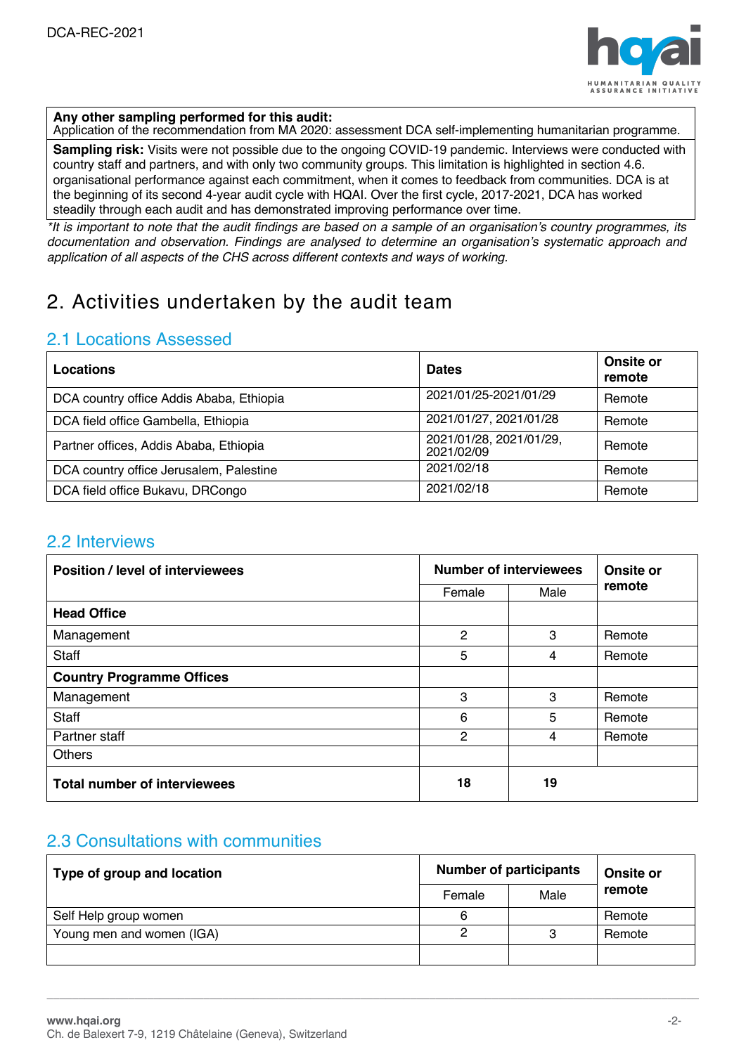**Any other sampling performed for this audit:**
Application of the recommendation from MA 2020: assessment DCA self-implementing humanitarian programme.

**Sampling risk:** Visits were not possible due to the ongoing COVID-19 pandemic. Interviews were conducted with country staff and partners, and with only two community groups. This limitation is highlighted in section 4.6. organisational performance against each commitment, when it comes to feedback from communities. DCA is at the beginning of its second 4-year audit cycle with HQAI. Over the first cycle, 2017-2021, DCA has worked steadily through each audit and has demonstrated improving performance over time.

*\*It is important to note that the audit findings are based on a sample of an organisation's country programmes, its documentation and observation. Findings are analysed to determine an organisation's systematic approach and application of all aspects of the CHS across different contexts and ways of working.*

# 2. Activities undertaken by the audit team

## 2.1 Locations Assessed

| Locations | Dates | Onsite or remote |
|---|---|---|
| DCA country office Addis Ababa, Ethiopia | 2021/01/25-2021/01/29 | Remote |
| DCA field office Gambella, Ethiopia | 2021/01/27, 2021/01/28 | Remote |
| Partner offices, Addis Ababa, Ethiopia | 2021/01/28, 2021/01/29, 2021/02/09 | Remote |
| DCA country office Jerusalem, Palestine | 2021/02/18 | Remote |
| DCA field office Bukavu, DRCongo | 2021/02/18 | Remote |

## 2.2 Interviews

| Position / level of interviewees | Number of interviewees | | Onsite or remote |
|---|---|---|---|
| | Female | Male | |
| **Head Office** | | | |
| Management | 2 | 3 | Remote |
| Staff | 5 | 4 | Remote |
| **Country Programme Offices** | | | |
| Management | 3 | 3 | Remote |
| Staff | 6 | 5 | Remote |
| Partner staff | 2 | 4 | Remote |
| Others | | | |
| **Total number of interviewees** | **18** | **19** | |

## 2.3 Consultations with communities

| Type of group and location | Number of participants | | Onsite or remote |
|---|---|---|---|
| | Female | Male | |
| Self Help group women | 6 | | Remote |
| Young men and women (IGA) | 2 | 3 | Remote |
| | | | |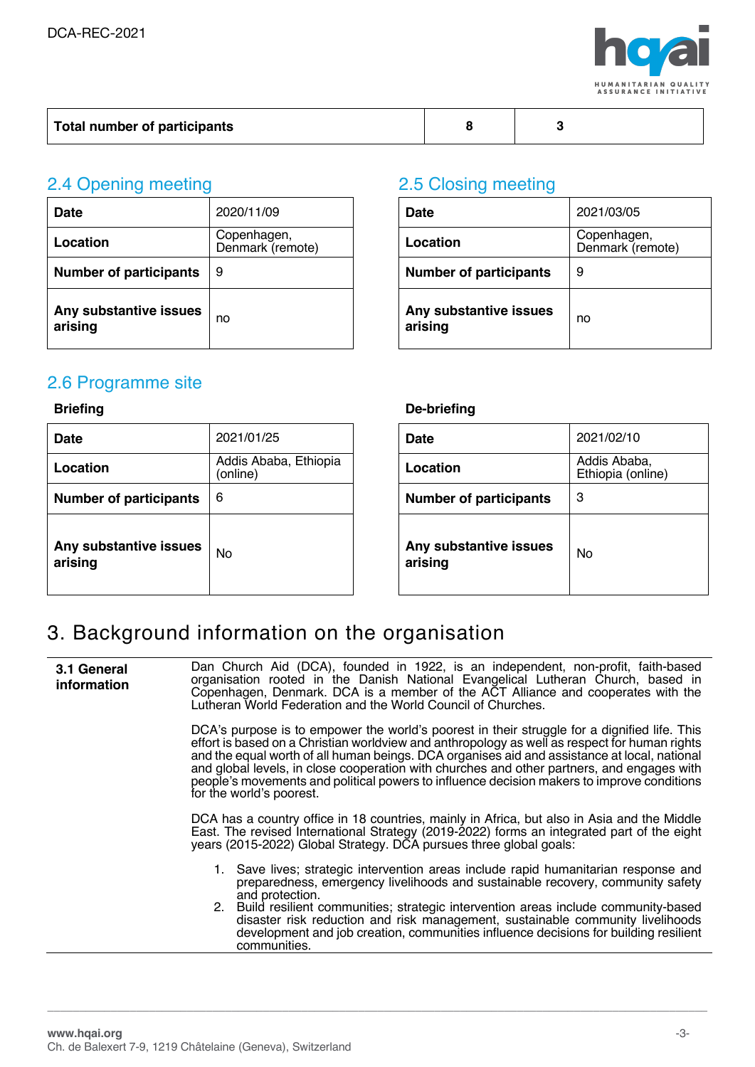| Total number of participants | 8 | 3 |
|---|---|---|

## 2.4 Opening meeting

| Date | 2020/11/09 |
|---|---|
| Location | Copenhagen, Denmark (remote) |
| Number of participants | 9 |
| Any substantive issues arising | no |

## 2.5 Closing meeting

| Date | 2021/03/05 |
|---|---|
| Location | Copenhagen, Denmark (remote) |
| Number of participants | 9 |
| Any substantive issues arising | no |

## 2.6 Programme site

**Briefing**

| Date | 2021/01/25 |
|---|---|
| Location | Addis Ababa, Ethiopia (online) |
| Number of participants | 6 |
| Any substantive issues arising | No |

**De-briefing**

| Date | 2021/02/10 |
|---|---|
| Location | Addis Ababa, Ethiopia (online) |
| Number of participants | 3 |
| Any substantive issues arising | No |

# 3. Background information on the organisation

**3.1 General information**

Dan Church Aid (DCA), founded in 1922, is an independent, non-profit, faith-based organisation rooted in the Danish National Evangelical Lutheran Church, based in Copenhagen, Denmark. DCA is a member of the ACT Alliance and cooperates with the Lutheran World Federation and the World Council of Churches.

DCA's purpose is to empower the world's poorest in their struggle for a dignified life. This effort is based on a Christian worldview and anthropology as well as respect for human rights and the equal worth of all human beings. DCA organises aid and assistance at local, national and global levels, in close cooperation with churches and other partners, and engages with people's movements and political powers to influence decision makers to improve conditions for the world's poorest.

DCA has a country office in 18 countries, mainly in Africa, but also in Asia and the Middle East. The revised International Strategy (2019-2022) forms an integrated part of the eight years (2015-2022) Global Strategy. DCA pursues three global goals:

1. Save lives; strategic intervention areas include rapid humanitarian response and preparedness, emergency livelihoods and sustainable recovery, community safety and protection.
2. Build resilient communities; strategic intervention areas include community-based disaster risk reduction and risk management, sustainable community livelihoods development and job creation, communities influence decisions for building resilient communities.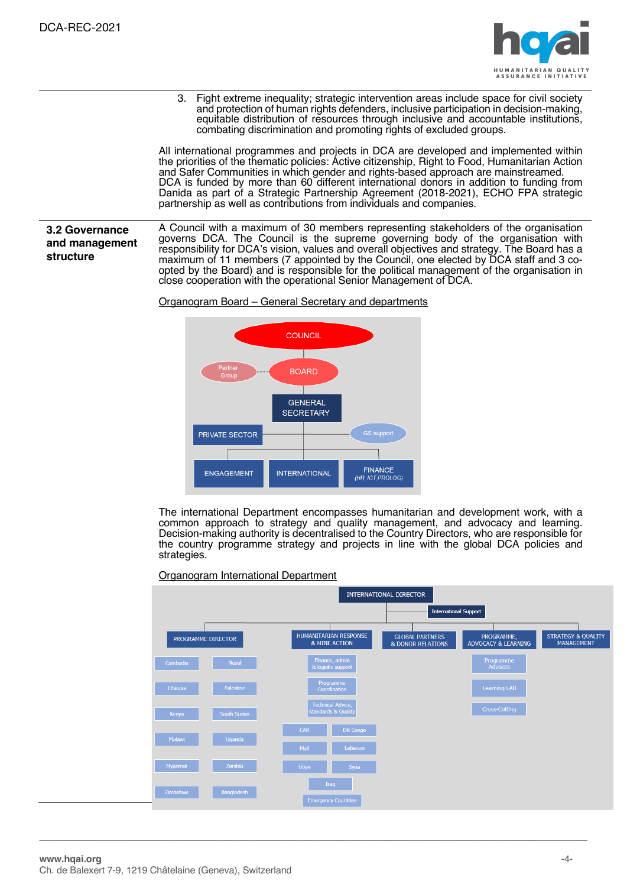3. Fight extreme inequality; strategic intervention areas include space for civil society and protection of human rights defenders, inclusive participation in decision-making, equitable distribution of resources through inclusive and accountable institutions, combating discrimination and promoting rights of excluded groups.

All international programmes and projects in DCA are developed and implemented within the priorities of the thematic policies: Active citizenship, Right to Food, Humanitarian Action and Safer Communities in which gender and rights-based approach are mainstreamed. DCA is funded by more than 60 different international donors in addition to funding from Danida as part of a Strategic Partnership Agreement (2018-2021), ECHO FPA strategic partnership as well as contributions from individuals and companies.

## 3.2 Governance and management structure

A Council with a maximum of 30 members representing stakeholders of the organisation governs DCA. The Council is the supreme governing body of the organisation with responsibility for DCA's vision, values and overall objectives and strategy. The Board has a maximum of 11 members (7 appointed by the Council, one elected by DCA staff and 3 co-opted by the Board) and is responsible for the political management of the organisation in close cooperation with the operational Senior Management of DCA.

Organogram Board – General Secretary and departments

- COUNCIL
  - BOARD (with Partner Group)
    - GENERAL SECRETARY
      - PRIVATE SECTOR
      - GS support
      - ENGAGEMENT
      - INTERNATIONAL
      - FINANCE (HR, ICT, PROLOG)

The international Department encompasses humanitarian and development work, with a common approach to strategy and quality management, and advocacy and learning. Decision-making authority is decentralised to the Country Directors, who are responsible for the country programme strategy and projects in line with the global DCA policies and strategies.

Organogram International Department

- INTERNATIONAL DIRECTOR
  - International Support
  - PROGRAMME DIRECTOR: Cambodia, Nepal, Ethiopia, Palestine, Kenya, South Sudan, Malawi, Uganda, Myanmar, Zambia, Zimbabwe, Bangladesh
  - HUMANITARIAN RESPONSE & MINE ACTION: Finance, admin & logistic support; Programme Coordination; Technical Advice, Standards & Quality; CAR, DR Congo, Mali, Lebanon, Libya, Syria, Iraq; Emergency Countries
  - GLOBAL PARTNERS & DONOR RELATIONS
  - PROGRAMME, ADVOCACY & LEARNING: Programme Advisors; Learning LAB; Cross-Cutting
  - STRATEGY & QUALITY MANAGEMENT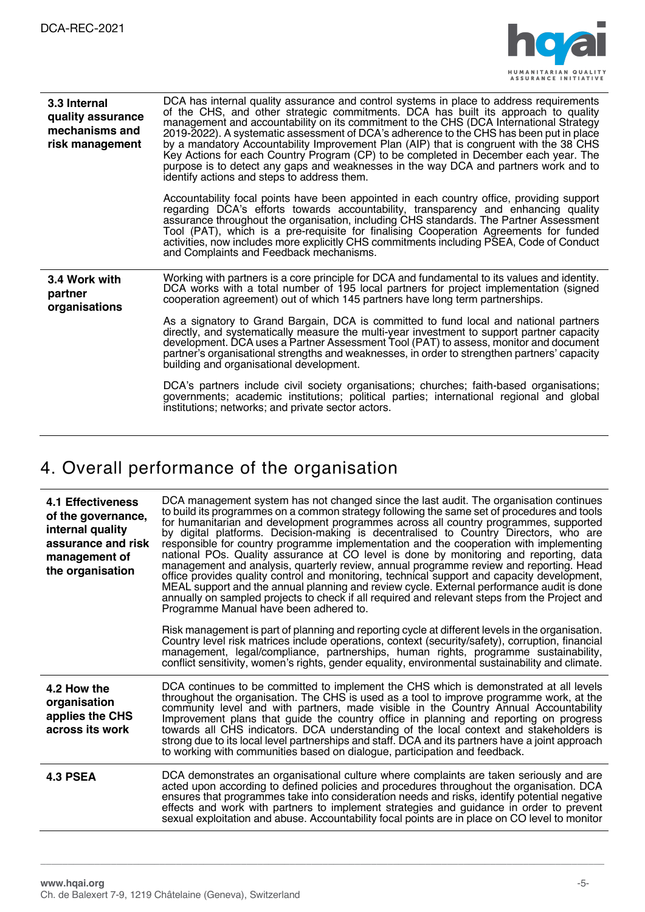| | |
|---|---|
| **3.3 Internal quality assurance mechanisms and risk management** | DCA has internal quality assurance and control systems in place to address requirements of the CHS, and other strategic commitments. DCA has built its approach to quality management and accountability on its commitment to the CHS (DCA International Strategy 2019-2022). A systematic assessment of DCA's adherence to the CHS has been put in place by a mandatory Accountability Improvement Plan (AIP) that is congruent with the 38 CHS Key Actions for each Country Program (CP) to be completed in December each year. The purpose is to detect any gaps and weaknesses in the way DCA and partners work and to identify actions and steps to address them.<br><br>Accountability focal points have been appointed in each country office, providing support regarding DCA's efforts towards accountability, transparency and enhancing quality assurance throughout the organisation, including CHS standards. The Partner Assessment Tool (PAT), which is a pre-requisite for finalising Cooperation Agreements for funded activities, now includes more explicitly CHS commitments including PSEA, Code of Conduct and Complaints and Feedback mechanisms. |
| **3.4 Work with partner organisations** | Working with partners is a core principle for DCA and fundamental to its values and identity. DCA works with a total number of 195 local partners for project implementation (signed cooperation agreement) out of which 145 partners have long term partnerships.<br><br>As a signatory to Grand Bargain, DCA is committed to fund local and national partners directly, and systematically measure the multi-year investment to support partner capacity development. DCA uses a Partner Assessment Tool (PAT) to assess, monitor and document partner's organisational strengths and weaknesses, in order to strengthen partners' capacity building and organisational development.<br><br>DCA's partners include civil society organisations; churches; faith-based organisations; governments; academic institutions; political parties; international regional and global institutions; networks; and private sector actors. |

# 4. Overall performance of the organisation

| | |
|---|---|
| **4.1 Effectiveness of the governance, internal quality assurance and risk management of the organisation** | DCA management system has not changed since the last audit. The organisation continues to build its programmes on a common strategy following the same set of procedures and tools for humanitarian and development programmes across all country programmes, supported by digital platforms. Decision-making is decentralised to Country Directors, who are responsible for country programme implementation and the cooperation with implementing national POs. Quality assurance at CO level is done by monitoring and reporting, data management and analysis, quarterly review, annual programme review and reporting. Head office provides quality control and monitoring, technical support and capacity development, MEAL support and the annual planning and review cycle. External performance audit is done annually on sampled projects to check if all required and relevant steps from the Project and Programme Manual have been adhered to.<br><br>Risk management is part of planning and reporting cycle at different levels in the organisation. Country level risk matrices include operations, context (security/safety), corruption, financial management, legal/compliance, partnerships, human rights, programme sustainability, conflict sensitivity, women's rights, gender equality, environmental sustainability and climate. |
| **4.2 How the organisation applies the CHS across its work** | DCA continues to be committed to implement the CHS which is demonstrated at all levels throughout the organisation. The CHS is used as a tool to improve programme work, at the community level and with partners, made visible in the Country Annual Accountability Improvement plans that guide the country office in planning and reporting on progress towards all CHS indicators. DCA understanding of the local context and stakeholders is strong due to its local level partnerships and staff. DCA and its partners have a joint approach to working with communities based on dialogue, participation and feedback. |
| **4.3 PSEA** | DCA demonstrates an organisational culture where complaints are taken seriously and are acted upon according to defined policies and procedures throughout the organisation. DCA ensures that programmes take into consideration needs and risks, identify potential negative effects and work with partners to implement strategies and guidance in order to prevent sexual exploitation and abuse. Accountability focal points are in place on CO level to monitor |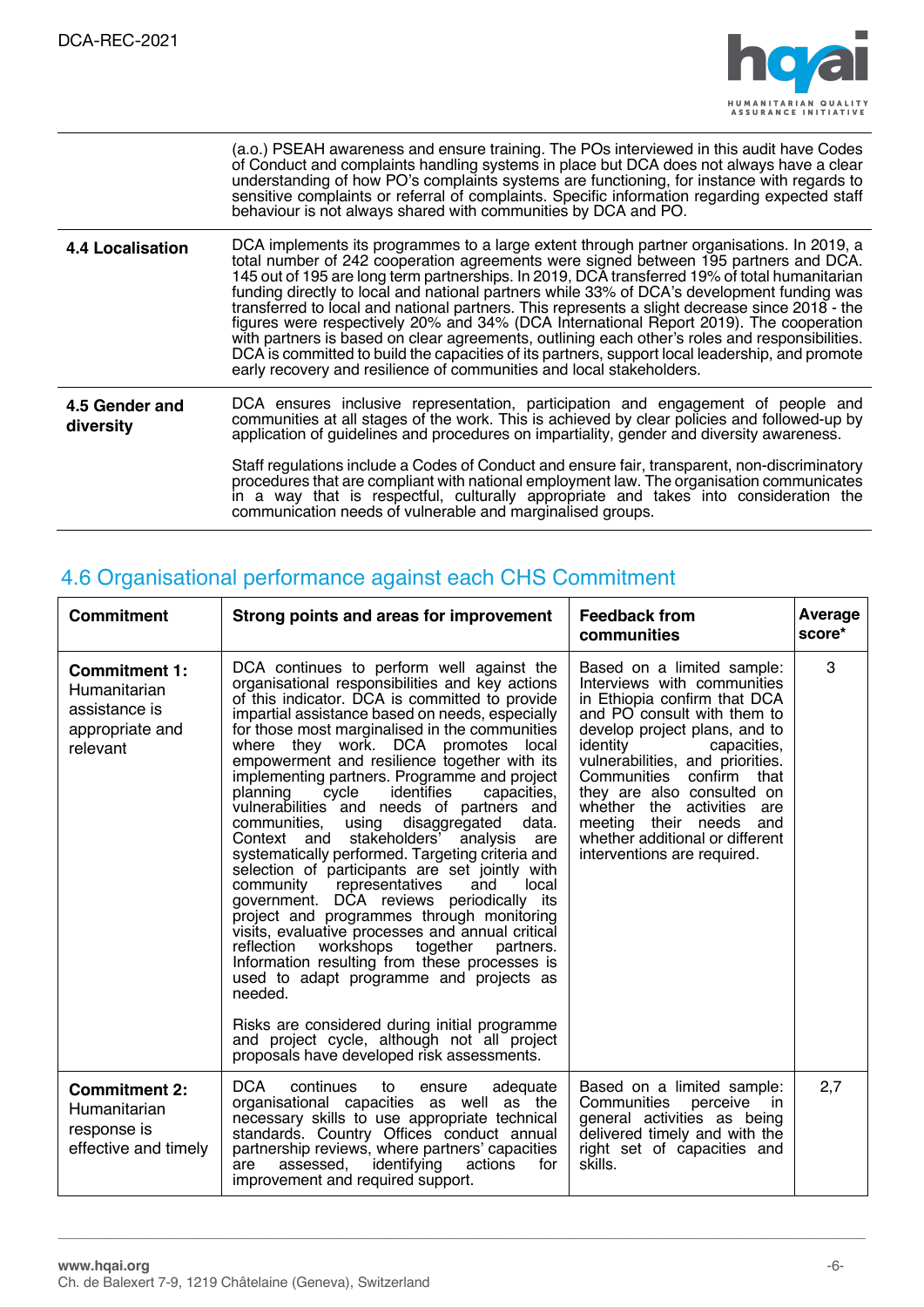| | |
|---|---|
| | (a.o.) PSEAH awareness and ensure training. The POs interviewed in this audit have Codes of Conduct and complaints handling systems in place but DCA does not always have a clear understanding of how PO's complaints systems are functioning, for instance with regards to sensitive complaints or referral of complaints. Specific information regarding expected staff behaviour is not always shared with communities by DCA and PO. |
| **4.4 Localisation** | DCA implements its programmes to a large extent through partner organisations. In 2019, a total number of 242 cooperation agreements were signed between 195 partners and DCA. 145 out of 195 are long term partnerships. In 2019, DCA transferred 19% of total humanitarian funding directly to local and national partners while 33% of DCA's development funding was transferred to local and national partners. This represents a slight decrease since 2018 - the figures were respectively 20% and 34% (DCA International Report 2019). The cooperation with partners is based on clear agreements, outlining each other's roles and responsibilities. DCA is committed to build the capacities of its partners, support local leadership, and promote early recovery and resilience of communities and local stakeholders. |
| **4.5 Gender and diversity** | DCA ensures inclusive representation, participation and engagement of people and communities at all stages of the work. This is achieved by clear policies and followed-up by application of guidelines and procedures on impartiality, gender and diversity awareness.<br><br>Staff regulations include a Codes of Conduct and ensure fair, transparent, non-discriminatory procedures that are compliant with national employment law. The organisation communicates in a way that is respectful, culturally appropriate and takes into consideration the communication needs of vulnerable and marginalised groups. |

## 4.6 Organisational performance against each CHS Commitment

| Commitment | Strong points and areas for improvement | Feedback from communities | Average score* |
|---|---|---|---|
| **Commitment 1:** Humanitarian assistance is appropriate and relevant | DCA continues to perform well against the organisational responsibilities and key actions of this indicator. DCA is committed to provide impartial assistance based on needs, especially for those most marginalised in the communities where they work. DCA promotes local empowerment and resilience together with its implementing partners. Programme and project planning cycle identifies capacities, vulnerabilities and needs of partners and communities, using disaggregated data. Context and stakeholders' analysis are systematically performed. Targeting criteria and selection of participants are set jointly with community representatives and local government. DCA reviews periodically its project and programmes through monitoring visits, evaluative processes and annual critical reflection workshops together partners. Information resulting from these processes is used to adapt programme and projects as needed.<br><br>Risks are considered during initial programme and project cycle, although not all project proposals have developed risk assessments. | Based on a limited sample: Interviews with communities in Ethiopia confirm that DCA and PO consult with them to develop project plans, and to identity capacities, vulnerabilities, and priorities. Communities confirm that they are also consulted on whether the activities are meeting their needs and whether additional or different interventions are required. | 3 |
| **Commitment 2:** Humanitarian response is effective and timely | DCA continues to ensure adequate organisational capacities as well as the necessary skills to use appropriate technical standards. Country Offices conduct annual partnership reviews, where partners' capacities are assessed, identifying actions for improvement and required support. | Based on a limited sample: Communities perceive in general activities as being delivered timely and with the right set of capacities and skills. | 2,7 |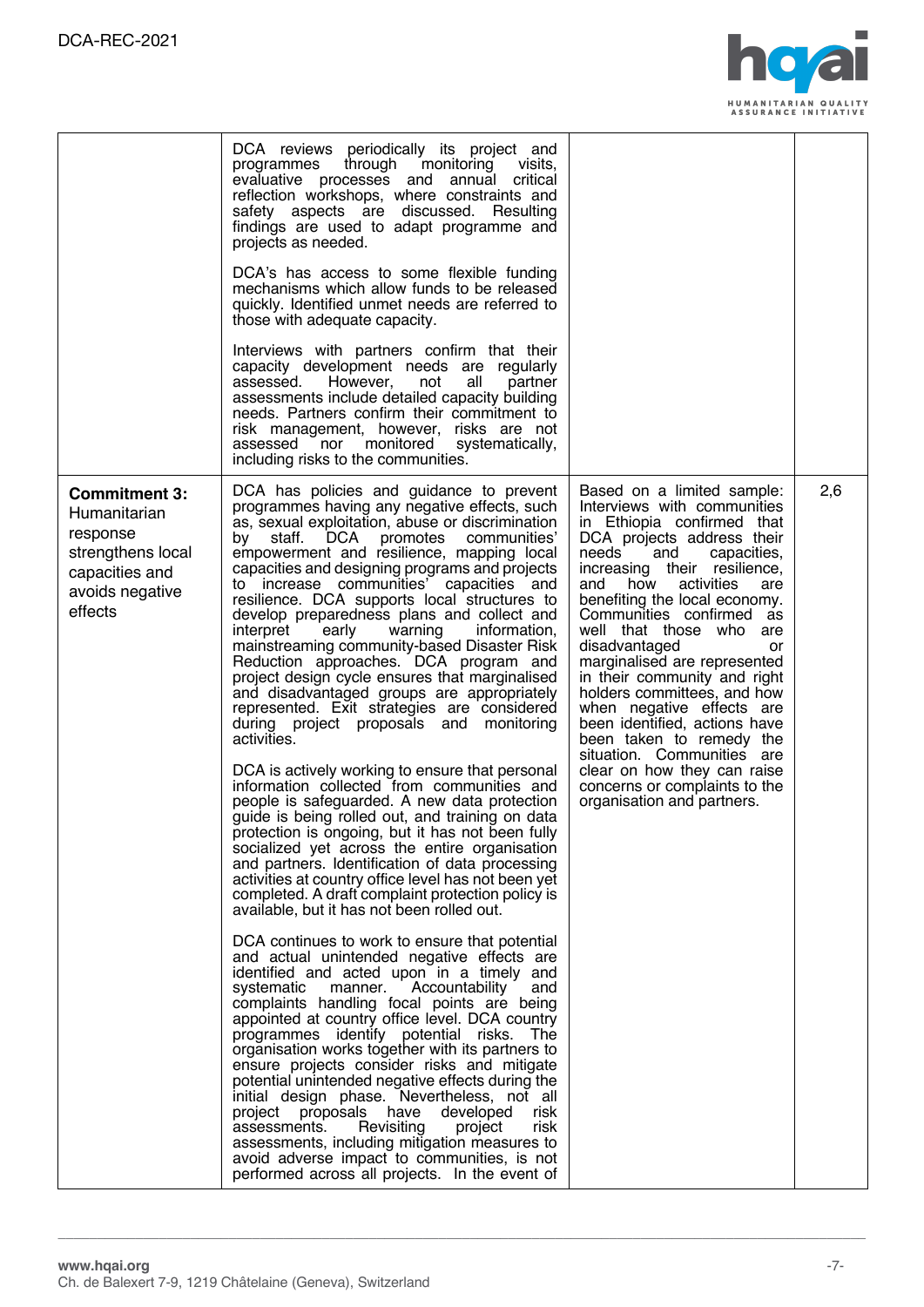| | | | |
|---|---|---|---|
| | DCA reviews periodically its project and programmes through monitoring visits, evaluative processes and annual critical reflection workshops, where constraints and safety aspects are discussed. Resulting findings are used to adapt programme and projects as needed.<br><br>DCA's has access to some flexible funding mechanisms which allow funds to be released quickly. Identified unmet needs are referred to those with adequate capacity.<br><br>Interviews with partners confirm that their capacity development needs are regularly assessed. However, not all partner assessments include detailed capacity building needs. Partners confirm their commitment to risk management, however, risks are not assessed nor monitored systematically, including risks to the communities. | | |
| **Commitment 3:** Humanitarian response strengthens local capacities and avoids negative effects | DCA has policies and guidance to prevent programmes having any negative effects, such as, sexual exploitation, abuse or discrimination by staff. DCA promotes communities' empowerment and resilience, mapping local capacities and designing programs and projects to increase communities' capacities and resilience. DCA supports local structures to develop preparedness plans and collect and interpret early warning information, mainstreaming community-based Disaster Risk Reduction approaches. DCA program and project design cycle ensures that marginalised and disadvantaged groups are appropriately represented. Exit strategies are considered during project proposals and monitoring activities.<br><br>DCA is actively working to ensure that personal information collected from communities and people is safeguarded. A new data protection guide is being rolled out, and training on data protection is ongoing, but it has not been fully socialized yet across the entire organisation and partners. Identification of data processing activities at country office level has not been yet completed. A draft complaint protection policy is available, but it has not been rolled out.<br><br>DCA continues to work to ensure that potential and actual unintended negative effects are identified and acted upon in a timely and systematic manner. Accountability and complaints handling focal points are being appointed at country office level. DCA country programmes identify potential risks. The organisation works together with its partners to ensure projects consider risks and mitigate potential unintended negative effects during the initial design phase. Nevertheless, not all project proposals have developed risk assessments. Revisiting project risk assessments, including mitigation measures to avoid adverse impact to communities, is not performed across all projects. In the event of | Based on a limited sample: Interviews with communities in Ethiopia confirmed that DCA projects address their needs and capacities, increasing their resilience, and how activities are benefiting the local economy. Communities confirmed as well that those who are disadvantaged or marginalised are represented in their community and right holders committees, and how when negative effects are been identified, actions have been taken to remedy the situation. Communities are clear on how they can raise concerns or complaints to the organisation and partners. | 2,6 |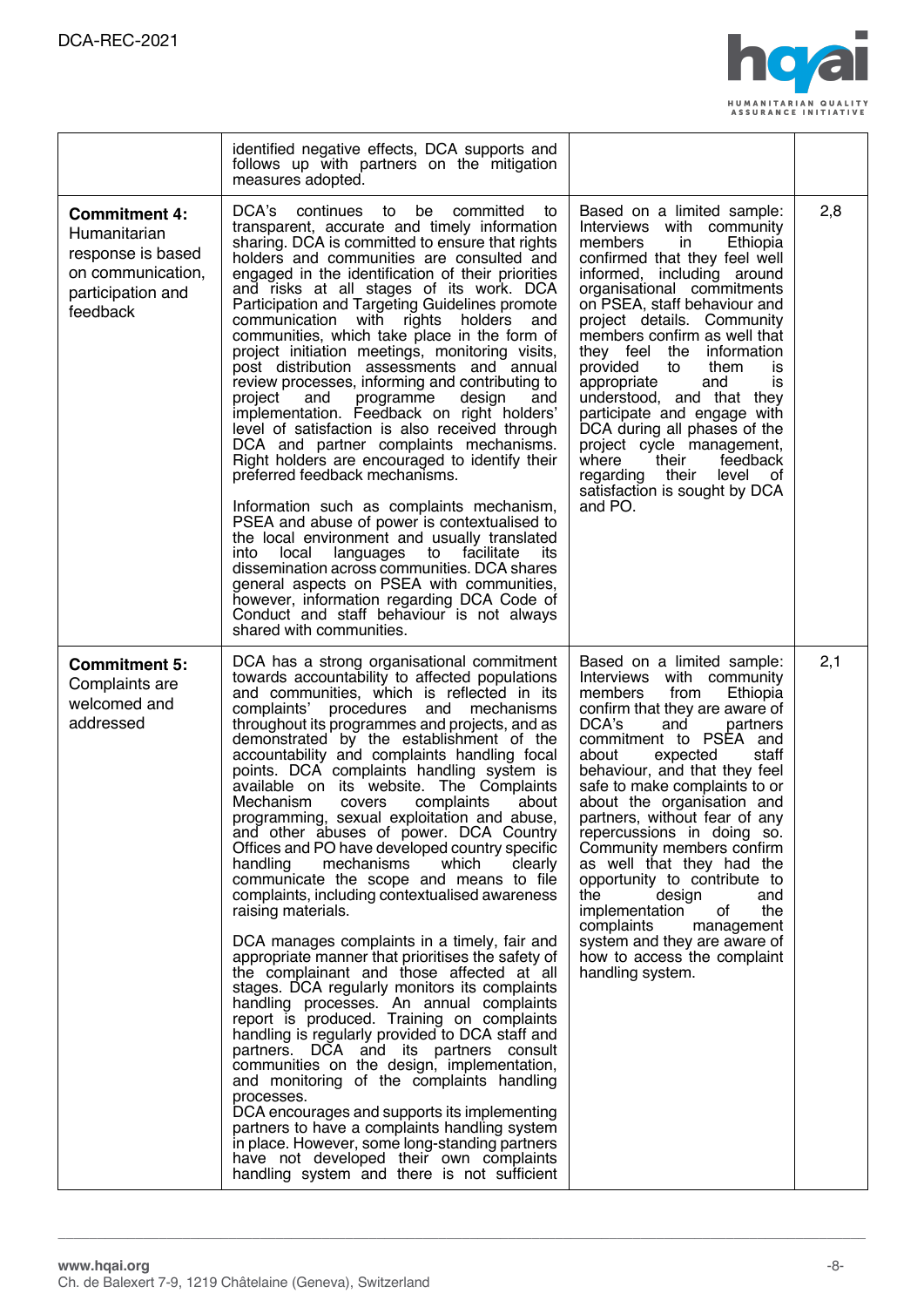| | | | |
|---|---|---|---|
| | identified negative effects, DCA supports and follows up with partners on the mitigation measures adopted. | | |
| **Commitment 4:** Humanitarian response is based on communication, participation and feedback | DCA's continues to be committed to transparent, accurate and timely information sharing. DCA is committed to ensure that rights holders and communities are consulted and engaged in the identification of their priorities and risks at all stages of its work. DCA Participation and Targeting Guidelines promote communication with rights holders and communities, which take place in the form of project initiation meetings, monitoring visits, post distribution assessments and annual review processes, informing and contributing to project and programme design and implementation. Feedback on right holders' level of satisfaction is also received through DCA and partner complaints mechanisms. Right holders are encouraged to identify their preferred feedback mechanisms.<br><br>Information such as complaints mechanism, PSEA and abuse of power is contextualised to the local environment and usually translated into local languages to facilitate its dissemination across communities. DCA shares general aspects on PSEA with communities, however, information regarding DCA Code of Conduct and staff behaviour is not always shared with communities. | Based on a limited sample: Interviews with community members in Ethiopia confirmed that they feel well informed, including around organisational commitments on PSEA, staff behaviour and project details. Community members confirm as well that they feel the information provided to them is appropriate and is understood, and that they participate and engage with DCA during all phases of the project cycle management, where their feedback regarding their level of satisfaction is sought by DCA and PO. | 2,8 |
| **Commitment 5:** Complaints are welcomed and addressed | DCA has a strong organisational commitment towards accountability to affected populations and communities, which is reflected in its complaints' procedures and mechanisms throughout its programmes and projects, and as demonstrated by the establishment of the accountability and complaints handling focal points. DCA complaints handling system is available on its website. The Complaints Mechanism covers complaints about programming, sexual exploitation and abuse, and other abuses of power. DCA Country Offices and PO have developed country specific handling mechanisms which clearly communicate the scope and means to file complaints, including contextualised awareness raising materials.<br><br>DCA manages complaints in a timely, fair and appropriate manner that prioritises the safety of the complainant and those affected at all stages. DCA regularly monitors its complaints handling processes. An annual complaints report is produced. Training on complaints handling is regularly provided to DCA staff and partners. DCA and its partners consult communities on the design, implementation, and monitoring of the complaints handling processes.<br>DCA encourages and supports its implementing partners to have a complaints handling system in place. However, some long-standing partners have not developed their own complaints handling system and there is not sufficient | Based on a limited sample: Interviews with community members from Ethiopia confirm that they are aware of DCA's and partners commitment to PSEA and about expected staff behaviour, and that they feel safe to make complaints to or about the organisation and partners, without fear of any repercussions in doing so. Community members confirm as well that they had the opportunity to contribute to the design and implementation of the complaints management system and they are aware of how to access the complaint handling system. | 2,1 |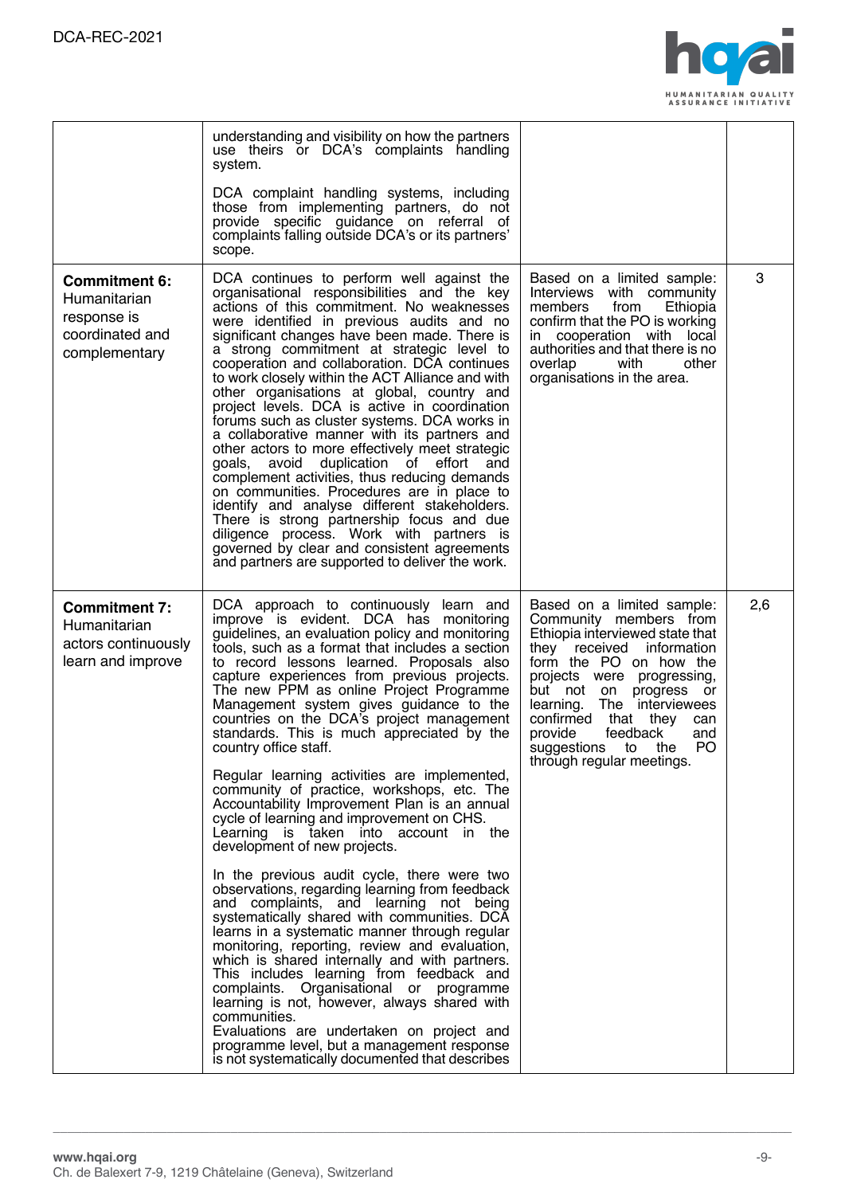| | | | |
|---|---|---|---|
| | understanding and visibility on how the partners use theirs or DCA's complaints handling system.<br><br>DCA complaint handling systems, including those from implementing partners, do not provide specific guidance on referral of complaints falling outside DCA's or its partners' scope. | | |
| **Commitment 6:** Humanitarian response is coordinated and complementary | DCA continues to perform well against the organisational responsibilities and the key actions of this commitment. No weaknesses were identified in previous audits and no significant changes have been made. There is a strong commitment at strategic level to cooperation and collaboration. DCA continues to work closely within the ACT Alliance and with other organisations at global, country and project levels. DCA is active in coordination forums such as cluster systems. DCA works in a collaborative manner with its partners and other actors to more effectively meet strategic goals, avoid duplication of effort and complement activities, thus reducing demands on communities. Procedures are in place to identify and analyse different stakeholders. There is strong partnership focus and due diligence process. Work with partners is governed by clear and consistent agreements and partners are supported to deliver the work. | Based on a limited sample: Interviews with community members from Ethiopia confirm that the PO is working in cooperation with local authorities and that there is no overlap with other organisations in the area. | 3 |
| **Commitment 7:** Humanitarian actors continuously learn and improve | DCA approach to continuously learn and improve is evident. DCA has monitoring guidelines, an evaluation policy and monitoring tools, such as a format that includes a section to record lessons learned. Proposals also capture experiences from previous projects. The new PPM as online Project Programme Management system gives guidance to the countries on the DCA's project management standards. This is much appreciated by the country office staff.<br><br>Regular learning activities are implemented, community of practice, workshops, etc. The Accountability Improvement Plan is an annual cycle of learning and improvement on CHS. Learning is taken into account in the development of new projects.<br><br>In the previous audit cycle, there were two observations, regarding learning from feedback and complaints, and learning not being systematically shared with communities. DCA learns in a systematic manner through regular monitoring, reporting, review and evaluation, which is shared internally and with partners. This includes learning from feedback and complaints. Organisational or programme learning is not, however, always shared with communities.<br>Evaluations are undertaken on project and programme level, but a management response is not systematically documented that describes | Based on a limited sample: Community members from Ethiopia interviewed state that they received information form the PO on how the projects were progressing, but not on progress or learning. The interviewees confirmed that they can provide feedback and suggestions to the PO through regular meetings. | 2,6 |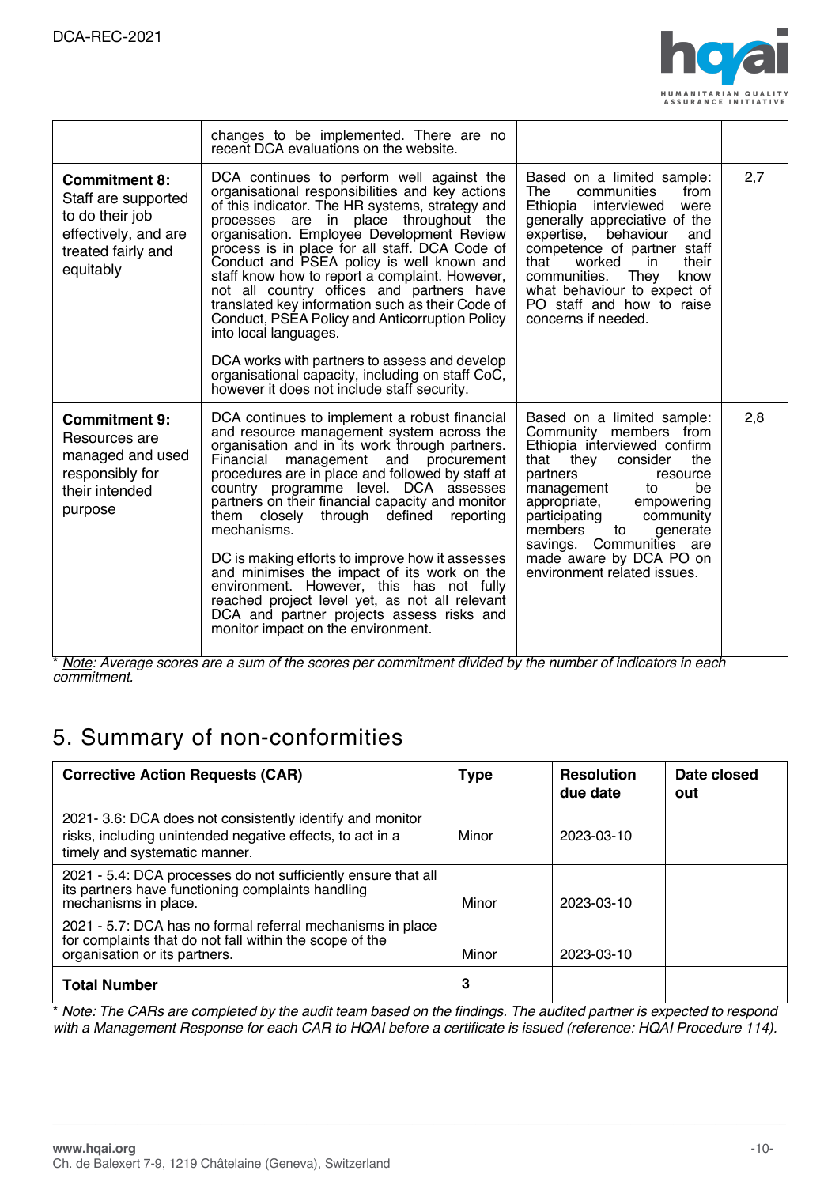| | | | |
|---|---|---|---|
| | changes to be implemented. There are no recent DCA evaluations on the website. | | |
| **Commitment 8:** Staff are supported to do their job effectively, and are treated fairly and equitably | DCA continues to perform well against the organisational responsibilities and key actions of this indicator. The HR systems, strategy and processes are in place throughout the organisation. Employee Development Review process is in place for all staff. DCA Code of Conduct and PSEA policy is well known and staff know how to report a complaint. However, not all country offices and partners have translated key information such as their Code of Conduct, PSEA Policy and Anticorruption Policy into local languages.<br><br>DCA works with partners to assess and develop organisational capacity, including on staff CoC, however it does not include staff security. | Based on a limited sample: The communities from Ethiopia interviewed were generally appreciative of the expertise, behaviour and competence of partner staff that worked in their communities. They know what behaviour to expect of PO staff and how to raise concerns if needed. | 2,7 |
| **Commitment 9:** Resources are managed and used responsibly for their intended purpose | DCA continues to implement a robust financial and resource management system across the organisation and in its work through partners. Financial management and procurement procedures are in place and followed by staff at country programme level. DCA assesses partners on their financial capacity and monitor them closely through defined reporting mechanisms.<br><br>DC is making efforts to improve how it assesses and minimises the impact of its work on the environment. However, this has not fully reached project level yet, as not all relevant DCA and partner projects assess risks and monitor impact on the environment. | Based on a limited sample: Community members from Ethiopia interviewed confirm that they consider the partners resource management to be appropriate, empowering participating community members to generate savings. Communities are made aware by DCA PO on environment related issues. | 2,8 |

*\* Note: Average scores are a sum of the scores per commitment divided by the number of indicators in each commitment.*

# 5. Summary of non-conformities

| Corrective Action Requests (CAR) | Type | Resolution due date | Date closed out |
|---|---|---|---|
| 2021- 3.6: DCA does not consistently identify and monitor risks, including unintended negative effects, to act in a timely and systematic manner. | Minor | 2023-03-10 | |
| 2021 - 5.4: DCA processes do not sufficiently ensure that all its partners have functioning complaints handling mechanisms in place. | Minor | 2023-03-10 | |
| 2021 - 5.7: DCA has no formal referral mechanisms in place for complaints that do not fall within the scope of the organisation or its partners. | Minor | 2023-03-10 | |
| **Total Number** | **3** | | |

*\* Note: The CARs are completed by the audit team based on the findings. The audited partner is expected to respond with a Management Response for each CAR to HQAI before a certificate is issued (reference: HQAI Procedure 114).*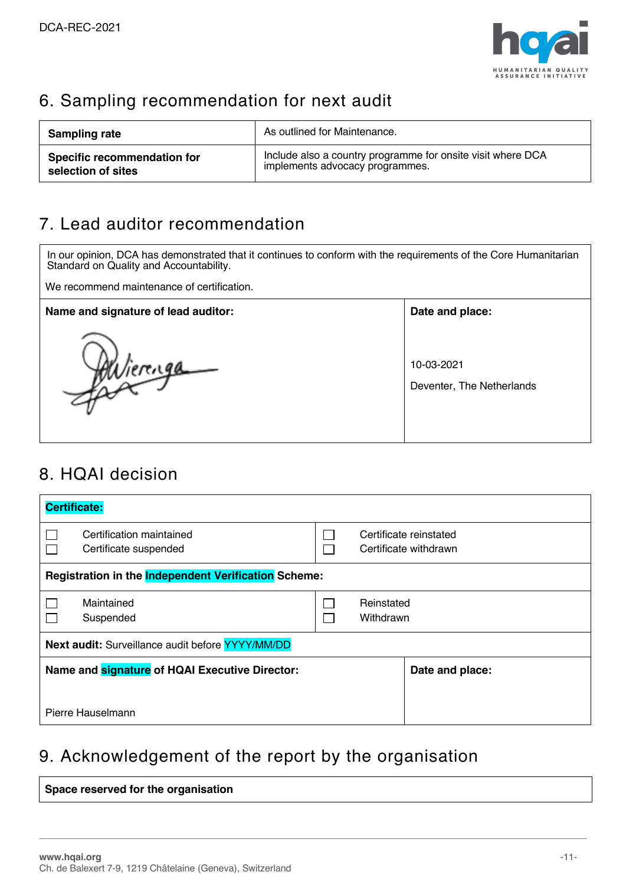## 6. Sampling recommendation for next audit

| **Sampling rate** | As outlined for Maintenance. |
|---|---|
| **Specific recommendation for selection of sites** | Include also a country programme for onsite visit where DCA implements advocacy programmes. |

## 7. Lead auditor recommendation

In our opinion, DCA has demonstrated that it continues to conform with the requirements of the Core Humanitarian Standard on Quality and Accountability.

We recommend maintenance of certification.

| **Name and signature of lead auditor:** | **Date and place:** |
|---|---|
| Wieringa | 10-03-2021<br>Deventer, The Netherlands |

## 8. HQAI decision

**Certificate:**

| | |
|---|---|
| ☐ Certification maintained<br>☐ Certificate suspended | ☐ Certificate reinstated<br>☐ Certificate withdrawn |

**Registration in the Independent Verification Scheme:**

| | |
|---|---|
| ☐ Maintained<br>☐ Suspended | ☐ Reinstated<br>☐ Withdrawn |

**Next audit:** Surveillance audit before YYYY/MM/DD

| **Name and signature of HQAI Executive Director:** | **Date and place:** |
|---|---|
| Pierre Hauselmann | |

## 9. Acknowledgement of the report by the organisation

**Space reserved for the organisation**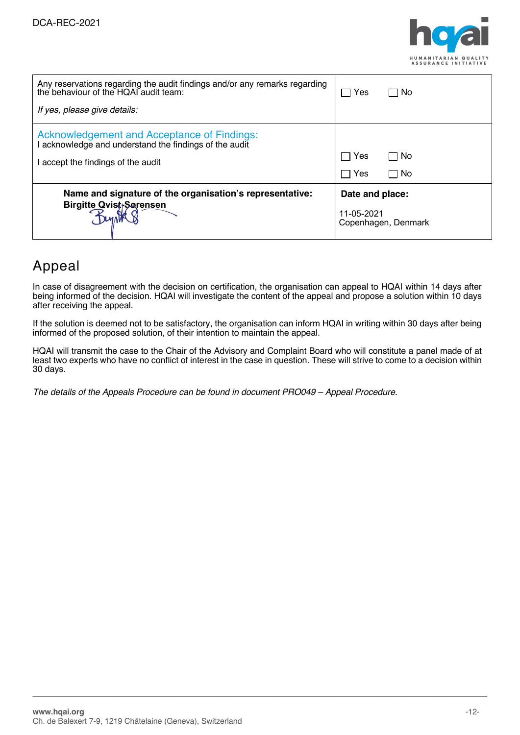| | |
|---|---|
| Any reservations regarding the audit findings and/or any remarks regarding the behaviour of the HQAI audit team:<br><br>*If yes, please give details:* | ☐ Yes ☐ No |
| Acknowledgement and Acceptance of Findings:<br>I acknowledge and understand the findings of the audit<br><br>I accept the findings of the audit | <br><br>☐ Yes ☐ No<br><br>☐ Yes ☐ No |
| **Name and signature of the organisation's representative:**<br>**Birgitte Qvist-Sørensen** | **Date and place:**<br><br>11-05-2021<br>Copenhagen, Denmark |

## Appeal

In case of disagreement with the decision on certification, the organisation can appeal to HQAI within 14 days after being informed of the decision. HQAI will investigate the content of the appeal and propose a solution within 10 days after receiving the appeal.

If the solution is deemed not to be satisfactory, the organisation can inform HQAI in writing within 30 days after being informed of the proposed solution, of their intention to maintain the appeal.

HQAI will transmit the case to the Chair of the Advisory and Complaint Board who will constitute a panel made of at least two experts who have no conflict of interest in the case in question. These will strive to come to a decision within 30 days.

*The details of the Appeals Procedure can be found in document PRO049 – Appeal Procedure.*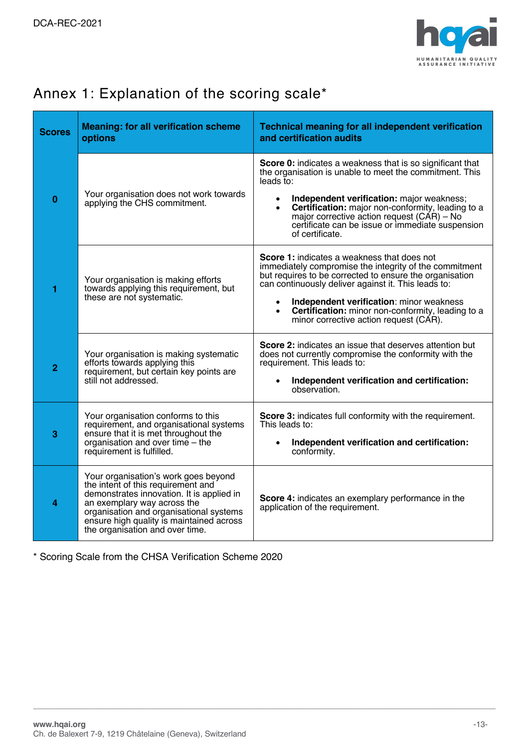# Annex 1: Explanation of the scoring scale*

| Scores | Meaning: for all verification scheme options | Technical meaning for all independent verification and certification audits |
|---|---|---|
| **0** | Your organisation does not work towards applying the CHS commitment. | **Score 0:** indicates a weakness that is so significant that the organisation is unable to meet the commitment. This leads to: <br>• **Independent verification:** major weakness; <br>• **Certification:** major non-conformity, leading to a major corrective action request (CAR) – No certificate can be issue or immediate suspension of certificate. |
| **1** | Your organisation is making efforts towards applying this requirement, but these are not systematic. | **Score 1:** indicates a weakness that does not immediately compromise the integrity of the commitment but requires to be corrected to ensure the organisation can continuously deliver against it. This leads to: <br>• **Independent verification**: minor weakness <br>• **Certification:** minor non-conformity, leading to a minor corrective action request (CAR). |
| **2** | Your organisation is making systematic efforts towards applying this requirement, but certain key points are still not addressed. | **Score 2:** indicates an issue that deserves attention but does not currently compromise the conformity with the requirement. This leads to: <br>• **Independent verification and certification:** observation. |
| **3** | Your organisation conforms to this requirement, and organisational systems ensure that it is met throughout the organisation and over time – the requirement is fulfilled. | **Score 3:** indicates full conformity with the requirement. This leads to: <br>• **Independent verification and certification:** conformity. |
| **4** | Your organisation's work goes beyond the intent of this requirement and demonstrates innovation. It is applied in an exemplary way across the organisation and organisational systems ensure high quality is maintained across the organisation and over time. | **Score 4:** indicates an exemplary performance in the application of the requirement. |

* Scoring Scale from the CHSA Verification Scheme 2020